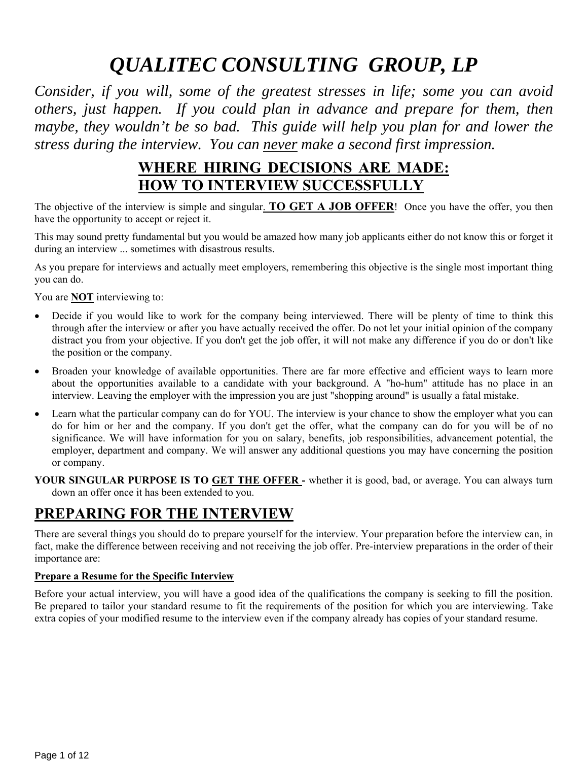# *QUALITEC CONSULTING GROUP, LP*

*Consider, if you will, some of the greatest stresses in life; some you can avoid others, just happen. If you could plan in advance and prepare for them, then maybe, they wouldn't be so bad. This guide will help you plan for and lower the stress during the interview. You can never make a second first impression.*

## WHERE HIRING DECISIONS ARE MADE: HOW TO INTERVIEW SUCCESSFULLY

The objective of the interview is simple and singular. **TO GET A JOB OFFER**! Once you have the offer, you then have the opportunity to accept or reject it.

This may sound pretty fundamental but you would be amazed how many job applicants either do not know this or forget it during an interview ... sometimes with disastrous results.

As you prepare for interviews and actually meet employers, remembering this objective is the single most important thing you can do.

You are **NOT** interviewing to:

- Decide if you would like to work for the company being interviewed. There will be plenty of time to think this through after the interview or after you have actually received the offer. Do not let your initial opinion of the company distract you from your objective. If you don't get the job offer, it will not make any difference if you do or don't like the position or the company.
- Broaden your knowledge of available opportunities. There are far more effective and efficient ways to learn more about the opportunities available to a candidate with your background. A "ho-hum" attitude has no place in an interview. Leaving the employer with the impression you are just "shopping around" is usually a fatal mistake.
- Learn what the particular company can do for YOU. The interview is your chance to show the employer what you can do for him or her and the company. If you don't get the offer, what the company can do for you will be of no significance. We will have information for you on salary, benefits, job responsibilities, advancement potential, the employer, department and company. We will answer any additional questions you may have concerning the position or company.

**YOUR SINGULAR PURPOSE IS TO GET THE OFFER -** whether it is good, bad, or average. You can always turn down an offer once it has been extended to you.

## PREPARING FOR THE INTERVIEW

There are several things you should do to prepare yourself for the interview. Your preparation before the interview can, in fact, make the difference between receiving and not receiving the job offer. Pre-interview preparations in the order of their importance are:

### Prepare a Resume for the Specific Interview

Before your actual interview, you will have a good idea of the qualifications the company is seeking to fill the position. Be prepared to tailor your standard resume to fit the requirements of the position for which you are interviewing. Take extra copies of your modified resume to the interview even if the company already has copies of your standard resume.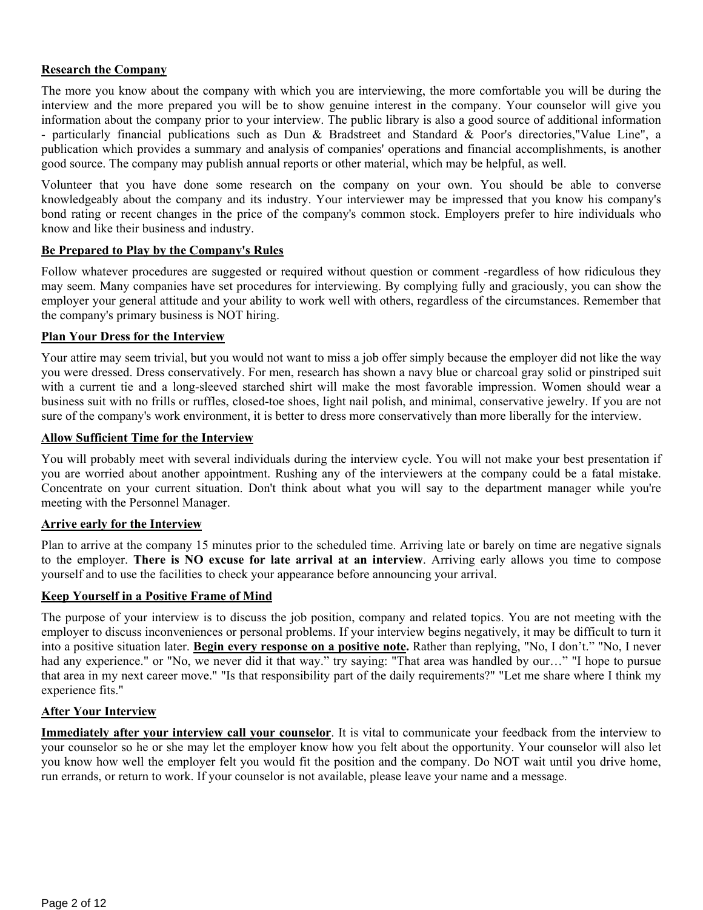**Research the Company**

The more you know about the company with which you are interviewing, the more comfortable you will be during the interview and the more prepared you will be to show genuine interest in the company. Your counselor will give you information about the company prior to your interview. The public library is also a good source of additional information - particularly financial publications such as Dun & Bradstreet and Standard & Poor's directories,"Value Line", a publication which provides a summary and analysis of companies' operations and financial accomplishments, is another good source. The company may publish annual reports or other material, which may be helpful, as well.

Volunteer that you have done some research on the company on your own. You should be able to converse knowledgeably about the company and its industry. Your interviewer may be impressed that you know his company's bond rating or recent changes in the price of the company's common stock. Employers prefer to hire individuals who know and like their business and industry.

**Be Prepared to Play by the Company's Rules**

Follow whatever procedures are suggested or required without question or comment -regardless of how ridiculous they may seem. Many companies have set procedures for interviewing. By complying fully and graciously, you can show the employer your general attitude and your ability to work well with others, regardless of the circumstances. Remember that the company's primary business is NOT hiring.

**Plan Your Dress for the Interview**

Your attire may seem trivial, but you would not want to miss a job offer simply because the employer did not like the way you were dressed. Dress conservatively. For men, research has shown a navy blue or charcoal gray solid or pinstriped suit with a current tie and a long-sleeved starched shirt will make the most favorable impression. Women should wear a business suit with no frills or ruffles, closed-toe shoes, light nail polish, and minimal, conservative jewelry. If you are not sure of the company's work environment, it is better to dress more conservatively than more liberally for the interview.

**Allow Sufficient Time for the Interview**

You will probably meet with several individuals during the interview cycle. You will not make your best presentation if you are worried about another appointment. Rushing any of the interviewers at the company could be a fatal mistake. Concentrate on your current situation. Don't think about what you will say to the department manager while you're meeting with the Personnel Manager.

**Arrive early for the Interview**

Plan to arrive at the company 15 minutes prior to the scheduled time. Arriving late or barely on time are negative signals to the employer. **There is NO excuse for late arrival at an interview**. Arriving early allows you time to compose yourself and to use the facilities to check your appearance before announcing your arrival.

**Keep Yourself in a Positive Frame of Mind**

The purpose of your interview is to discuss the job position, company and related topics. You are not meeting with the employer to discuss inconveniences or personal problems. If your interview begins negatively, it may be difficult to turn it into a positive situation later. **Begin every response on a positive note.** Rather than replying, "No, I don't." "No, I never had any experience." or "No, we never did it that way." try saying: "That area was handled by our…" "I hope to pursue that area in my next career move." "Is that responsibility part of the daily requirements?" "Let me share where I think my experience fits."

**After Your Interview**

**Immediately after your interview call your counselor**. It is vital to communicate your feedback from the interview to your counselor so he or she may let the employer know how you felt about the opportunity. Your counselor will also let you know how well the employer felt you would fit the position and the company. Do NOT wait until you drive home, run errands, or return to work. If your counselor is not available, please leave your name and a message.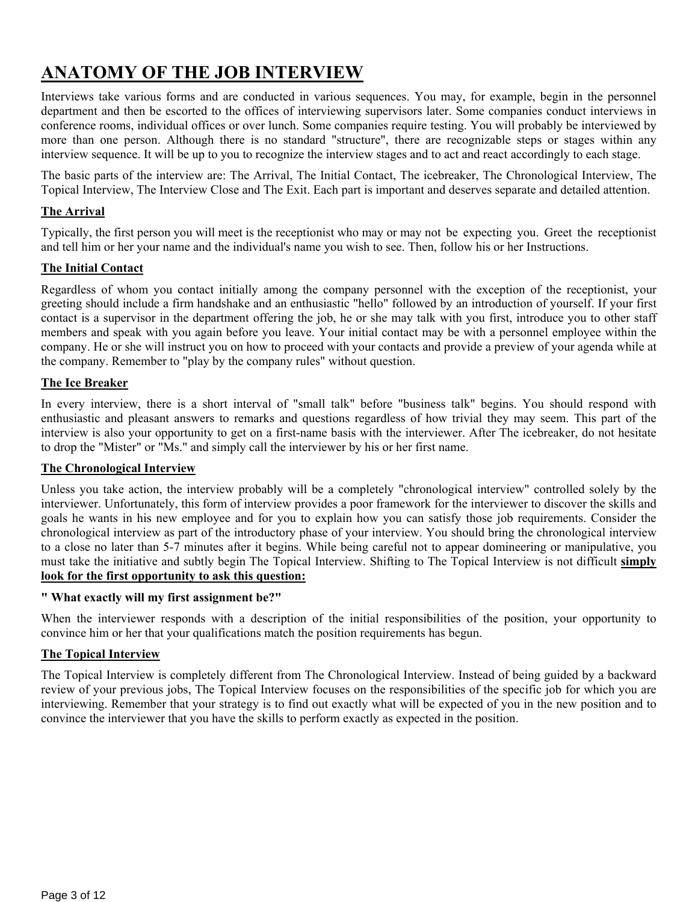# ANATOMY OF THE JOB INTERVIEW

Interviews take various forms and are conducted in various sequences. You may, for example, begin in the personnel department and then be escorted to the offices of interviewing supervisors later. Some companies conduct interviews in conference rooms, individual offices or over lunch. Some companies require testing. You will probably be interviewed by more than one person. Although there is no standard "structure", there are recognizable steps or stages within any interview sequence. It will be up to you to recognize the interview stages and to act and react accordingly to each stage.

The basic parts of the interview are: The Arrival, The Initial Contact, The icebreaker, The Chronological Interview, The Topical Interview, The Interview Close and The Exit. Each part is important and deserves separate and detailed attention.

## The Arrival

Typically, the first person you will meet is the receptionist who may or may not be expecting you. Greet the receptionist and tell him or her your name and the individual's name you wish to see. Then, follow his or her Instructions.

## The Initial Contact

Regardless of whom you contact initially among the company personnel with the exception of the receptionist, your greeting should include a firm handshake and an enthusiastic "hello" followed by an introduction of yourself. If your first contact is a supervisor in the department offering the job, he or she may talk with you first, introduce you to other staff members and speak with you again before you leave. Your initial contact may be with a personnel employee within the company. He or she will instruct you on how to proceed with your contacts and provide a preview of your agenda while at the company. Remember to "play by the company rules" without question.

## The Ice Breaker

In every interview, there is a short interval of "small talk" before "business talk" begins. You should respond with enthusiastic and pleasant answers to remarks and questions regardless of how trivial they may seem. This part of the interview is also your opportunity to get on a first-name basis with the interviewer. After The icebreaker, do not hesitate to drop the "Mister" or "Ms." and simply call the interviewer by his or her first name.

## The Chronological Interview

Unless you take action, the interview probably will be a completely "chronological interview" controlled solely by the interviewer. Unfortunately, this form of interview provides a poor framework for the interviewer to discover the skills and goals he wants in his new employee and for you to explain how you can satisfy those job requirements. Consider the chronological interview as part of the introductory phase of your interview. You should bring the chronological interview to a close no later than 5-7 minutes after it begins. While being careful not to appear domineering or manipulative, you must take the initiative and subtly begin The Topical Interview. Shifting to The Topical Interview is not difficult **simply look for the first opportunity to ask this question:**

**" What exactly will my first assignment be?"**

When the interviewer responds with a description of the initial responsibilities of the position, your opportunity to convince him or her that your qualifications match the position requirements has begun.

## The Topical Interview

The Topical Interview is completely different from The Chronological Interview. Instead of being guided by a backward review of your previous jobs, The Topical Interview focuses on the responsibilities of the specific job for which you are interviewing. Remember that your strategy is to find out exactly what will be expected of you in the new position and to convince the interviewer that you have the skills to perform exactly as expected in the position.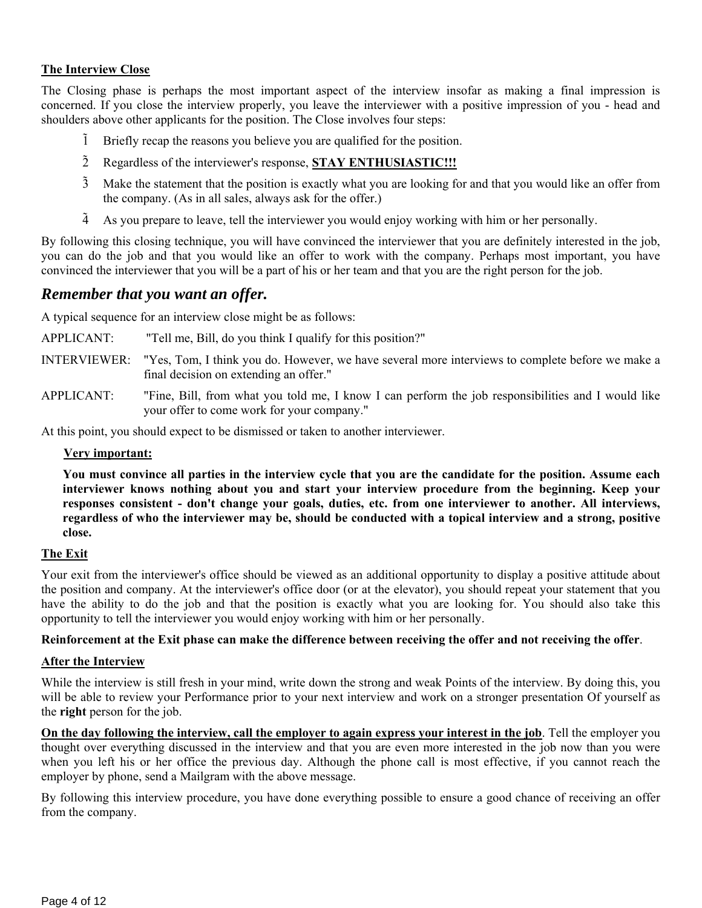**The Interview Close**

The Closing phase is perhaps the most important aspect of the interview insofar as making a final impression is concerned. If you close the interview properly, you leave the interviewer with a positive impression of you - head and shoulders above other applicants for the position. The Close involves four steps:

1. Briefly recap the reasons you believe you are qualified for the position.
2. Regardless of the interviewer's response, **STAY ENTHUSIASTIC!!!**
3. Make the statement that the position is exactly what you are looking for and that you would like an offer from the company. (As in all sales, always ask for the offer.)
4. As you prepare to leave, tell the interviewer you would enjoy working with him or her personally.

By following this closing technique, you will have convinced the interviewer that you are definitely interested in the job, you can do the job and that you would like an offer to work with the company. Perhaps most important, you have convinced the interviewer that you will be a part of his or her team and that you are the right person for the job.

## *Remember that you want an offer.*

A typical sequence for an interview close might be as follows:

APPLICANT: "Tell me, Bill, do you think I qualify for this position?"

INTERVIEWER: "Yes, Tom, I think you do. However, we have several more interviews to complete before we make a final decision on extending an offer."

APPLICANT: "Fine, Bill, from what you told me, I know I can perform the job responsibilities and I would like your offer to come work for your company."

At this point, you should expect to be dismissed or taken to another interviewer.

**Very important:**

**You must convince all parties in the interview cycle that you are the candidate for the position. Assume each interviewer knows nothing about you and start your interview procedure from the beginning. Keep your responses consistent - don't change your goals, duties, etc. from one interviewer to another. All interviews, regardless of who the interviewer may be, should be conducted with a topical interview and a strong, positive close.**

**The Exit**

Your exit from the interviewer's office should be viewed as an additional opportunity to display a positive attitude about the position and company. At the interviewer's office door (or at the elevator), you should repeat your statement that you have the ability to do the job and that the position is exactly what you are looking for. You should also take this opportunity to tell the interviewer you would enjoy working with him or her personally.

**Reinforcement at the Exit phase can make the difference between receiving the offer and not receiving the offer**.

**After the Interview**

While the interview is still fresh in your mind, write down the strong and weak Points of the interview. By doing this, you will be able to review your Performance prior to your next interview and work on a stronger presentation Of yourself as the **right** person for the job.

**On the day following the interview, call the employer to again express your interest in the job**. Tell the employer you thought over everything discussed in the interview and that you are even more interested in the job now than you were when you left his or her office the previous day. Although the phone call is most effective, if you cannot reach the employer by phone, send a Mailgram with the above message.

By following this interview procedure, you have done everything possible to ensure a good chance of receiving an offer from the company.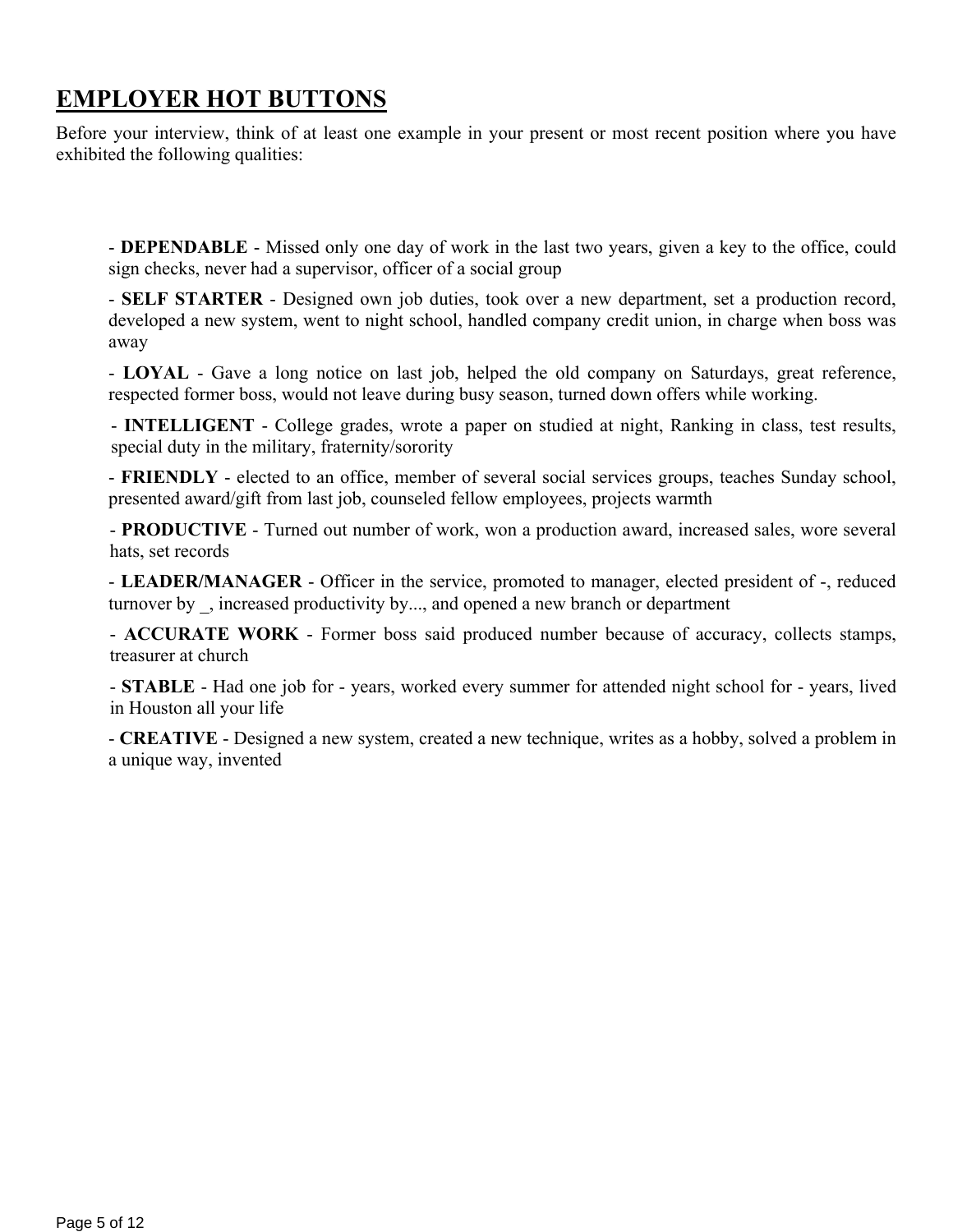## EMPLOYER HOT BUTTONS

Before your interview, think of at least one example in your present or most recent position where you have exhibited the following qualities:

- **DEPENDABLE** - Missed only one day of work in the last two years, given a key to the office, could sign checks, never had a supervisor, officer of a social group
- **SELF STARTER** - Designed own job duties, took over a new department, set a production record, developed a new system, went to night school, handled company credit union, in charge when boss was away
- **LOYAL** - Gave a long notice on last job, helped the old company on Saturdays, great reference, respected former boss, would not leave during busy season, turned down offers while working.
- **INTELLIGENT** - College grades, wrote a paper on studied at night, Ranking in class, test results, special duty in the military, fraternity/sorority
- **FRIENDLY** - elected to an office, member of several social services groups, teaches Sunday school, presented award/gift from last job, counseled fellow employees, projects warmth
- **PRODUCTIVE** - Turned out number of work, won a production award, increased sales, wore several hats, set records
- **LEADER/MANAGER** - Officer in the service, promoted to manager, elected president of -, reduced turnover by _, increased productivity by..., and opened a new branch or department
- **ACCURATE WORK** - Former boss said produced number because of accuracy, collects stamps, treasurer at church
- **STABLE** - Had one job for - years, worked every summer for attended night school for - years, lived in Houston all your life
- **CREATIVE** - Designed a new system, created a new technique, writes as a hobby, solved a problem in a unique way, invented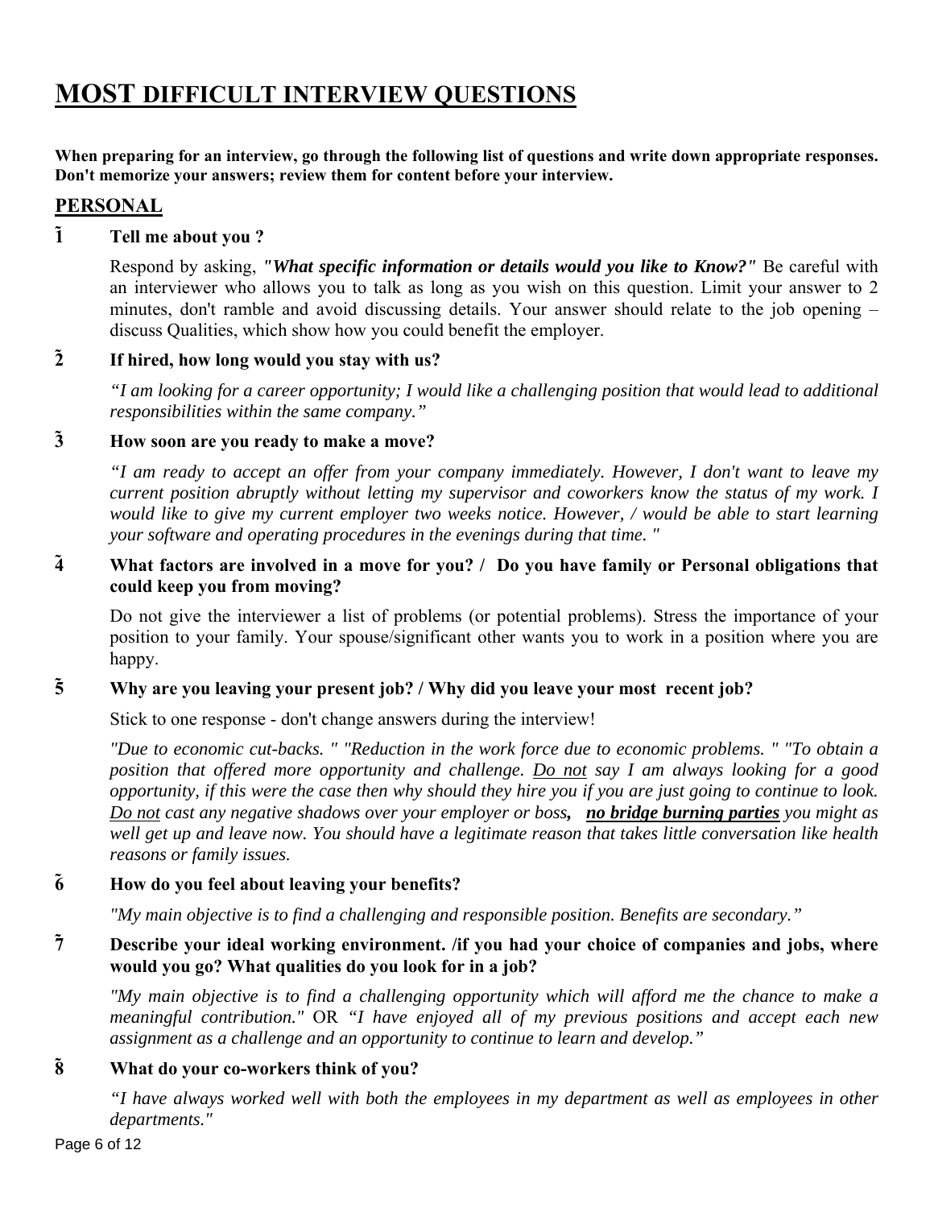# MOST DIFFICULT INTERVIEW QUESTIONS

**When preparing for an interview, go through the following list of questions and write down appropriate responses. Don't memorize your answers; review them for content before your interview.**

## PERSONAL

**1. Tell me about you ?**

Respond by asking, ***"What specific information or details would you like to Know?"*** Be careful with an interviewer who allows you to talk as long as you wish on this question. Limit your answer to 2 minutes, don't ramble and avoid discussing details. Your answer should relate to the job opening – discuss Qualities, which show how you could benefit the employer.

**2. If hired, how long would you stay with us?**

*"I am looking for a career opportunity; I would like a challenging position that would lead to additional responsibilities within the same company."*

**3. How soon are you ready to make a move?**

*"I am ready to accept an offer from your company immediately. However, I don't want to leave my current position abruptly without letting my supervisor and coworkers know the status of my work. I would like to give my current employer two weeks notice. However, / would be able to start learning your software and operating procedures in the evenings during that time. "*

**4. What factors are involved in a move for you? / Do you have family or Personal obligations that could keep you from moving?**

Do not give the interviewer a list of problems (or potential problems). Stress the importance of your position to your family. Your spouse/significant other wants you to work in a position where you are happy.

**5. Why are you leaving your present job? / Why did you leave your most recent job?**

Stick to one response - don't change answers during the interview!

*"Due to economic cut-backs. " "Reduction in the work force due to economic problems. " "To obtain a position that offered more opportunity and challenge. Do not say I am always looking for a good opportunity, if this were the case then why should they hire you if you are just going to continue to look. Do not cast any negative shadows over your employer or boss,* ***no bridge burning parties*** *you might as well get up and leave now. You should have a legitimate reason that takes little conversation like health reasons or family issues.*

**6. How do you feel about leaving your benefits?**

*"My main objective is to find a challenging and responsible position. Benefits are secondary."*

**7. Describe your ideal working environment. /if you had your choice of companies and jobs, where would you go? What qualities do you look for in a job?**

*"My main objective is to find a challenging opportunity which will afford me the chance to make a meaningful contribution."* OR *"I have enjoyed all of my previous positions and accept each new assignment as a challenge and an opportunity to continue to learn and develop."*

**8. What do your co-workers think of you?**

*"I have always worked well with both the employees in my department as well as employees in other departments."*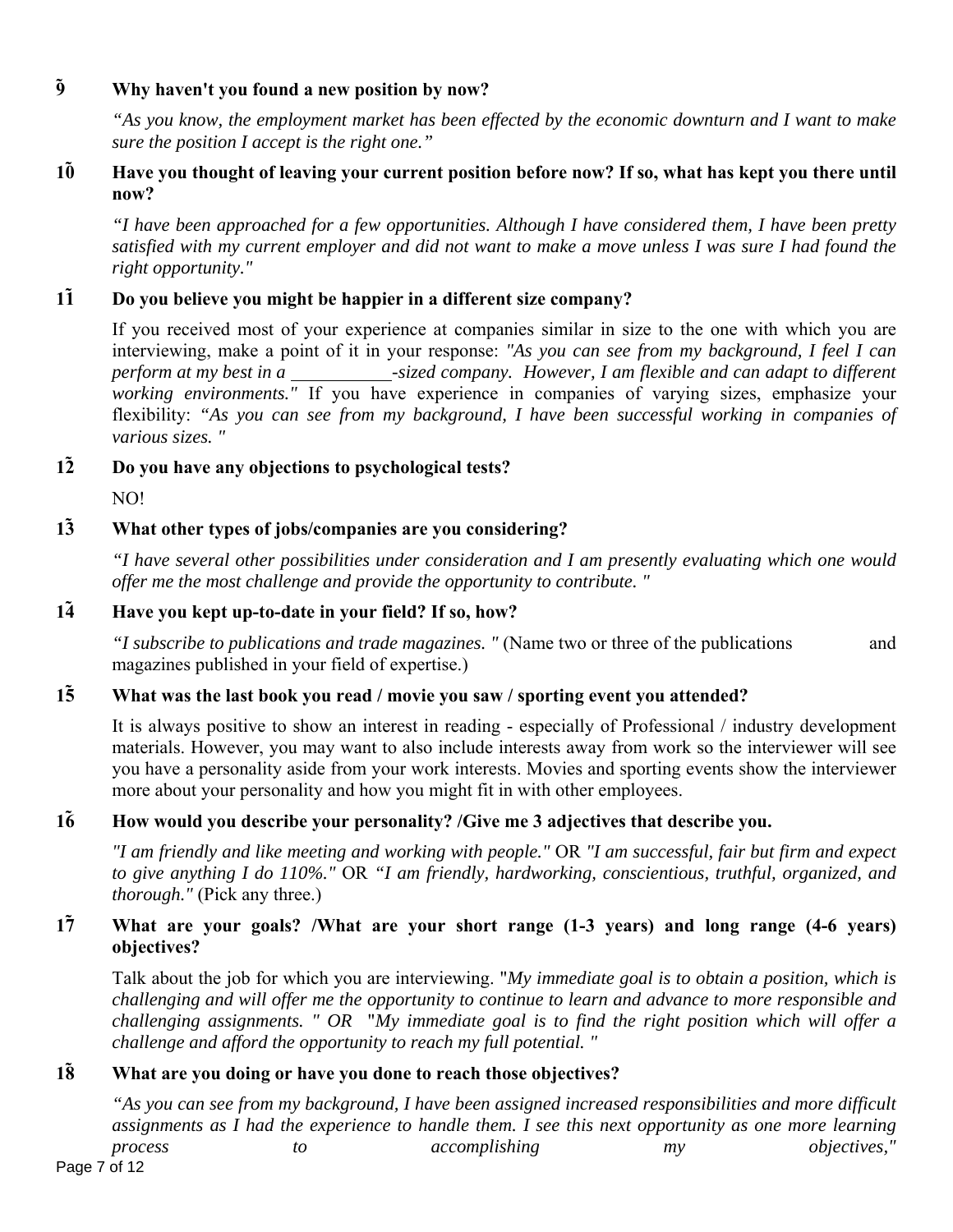**9. Why haven't you found a new position by now?**

*"As you know, the employment market has been effected by the economic downturn and I want to make sure the position I accept is the right one."*

**10. Have you thought of leaving your current position before now? If so, what has kept you there until now?**

*"I have been approached for a few opportunities. Although I have considered them, I have been pretty satisfied with my current employer and did not want to make a move unless I was sure I had found the right opportunity."*

**11. Do you believe you might be happier in a different size company?**

If you received most of your experience at companies similar in size to the one with which you are interviewing, make a point of it in your response: *"As you can see from my background, I feel I can perform at my best in a ___________-sized company. However, I am flexible and can adapt to different working environments."* If you have experience in companies of varying sizes, emphasize your flexibility: *"As you can see from my background, I have been successful working in companies of various sizes. "*

**12. Do you have any objections to psychological tests?**

NO!

**13. What other types of jobs/companies are you considering?**

*"I have several other possibilities under consideration and I am presently evaluating which one would offer me the most challenge and provide the opportunity to contribute. "*

**14. Have you kept up-to-date in your field? If so, how?**

*"I subscribe to publications and trade magazines. "* (Name two or three of the publications and magazines published in your field of expertise.)

**15. What was the last book you read / movie you saw / sporting event you attended?**

It is always positive to show an interest in reading - especially of Professional / industry development materials. However, you may want to also include interests away from work so the interviewer will see you have a personality aside from your work interests. Movies and sporting events show the interviewer more about your personality and how you might fit in with other employees.

**16. How would you describe your personality? /Give me 3 adjectives that describe you.**

*"I am friendly and like meeting and working with people."* OR *"I am successful, fair but firm and expect to give anything I do 110%."* OR *"I am friendly, hardworking, conscientious, truthful, organized, and thorough."* (Pick any three.)

**17. What are your goals? /What are your short range (1-3 years) and long range (4-6 years) objectives?**

Talk about the job for which you are interviewing. "*My immediate goal is to obtain a position, which is challenging and will offer me the opportunity to continue to learn and advance to more responsible and challenging assignments. " OR* "*My immediate goal is to find the right position which will offer a challenge and afford the opportunity to reach my full potential. "*

**18. What are you doing or have you done to reach those objectives?**

*"As you can see from my background, I have been assigned increased responsibilities and more difficult assignments as I had the experience to handle them. I see this next opportunity as one more learning process to accomplishing my objectives,"*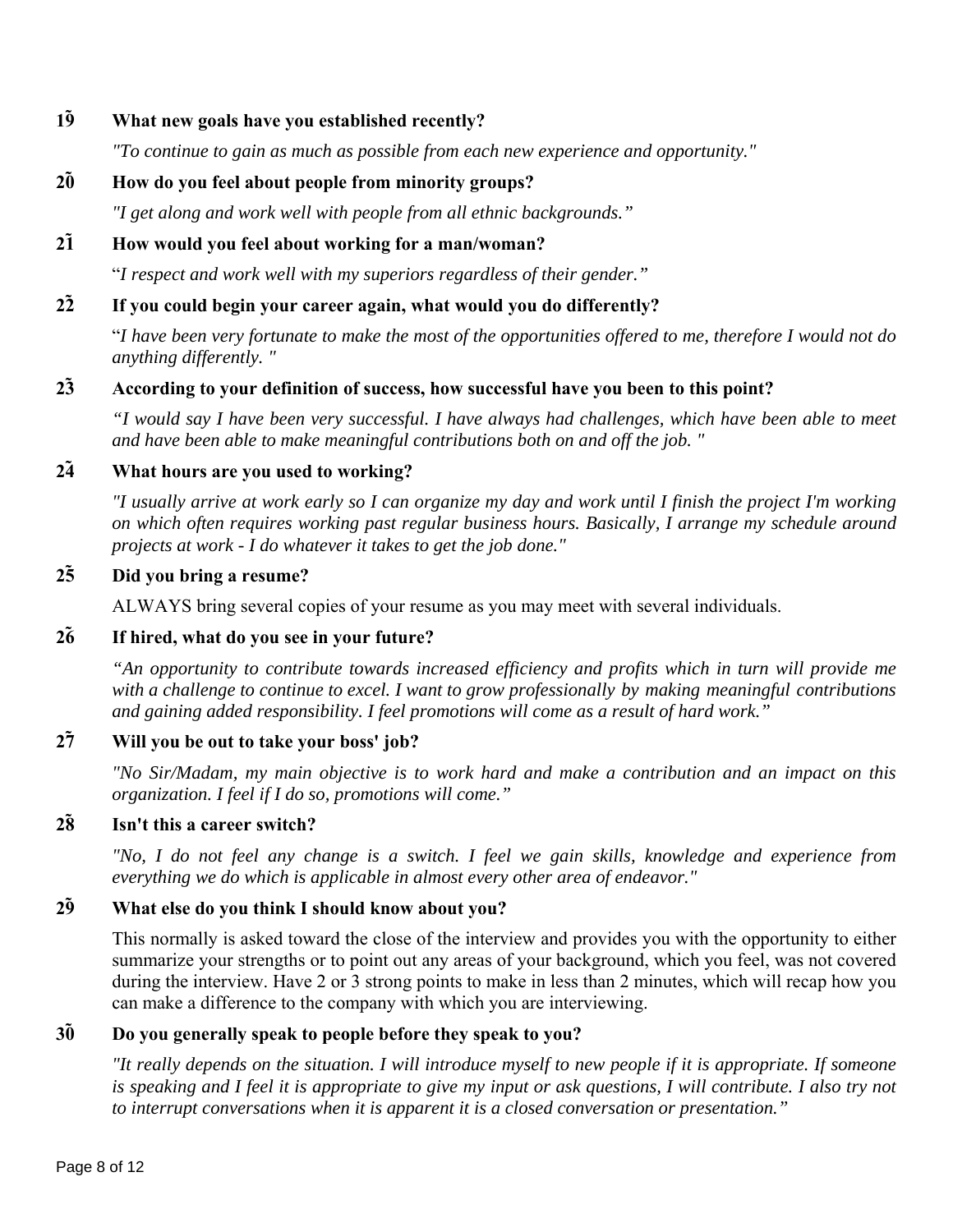**19. What new goals have you established recently?**

*"To continue to gain as much as possible from each new experience and opportunity."*

**20. How do you feel about people from minority groups?**

*"I get along and work well with people from all ethnic backgrounds."*

**21. How would you feel about working for a man/woman?**

"*I respect and work well with my superiors regardless of their gender."*

**22. If you could begin your career again, what would you do differently?**

"*I have been very fortunate to make the most of the opportunities offered to me, therefore I would not do anything differently. "*

**23. According to your definition of success, how successful have you been to this point?**

*"I would say I have been very successful. I have always had challenges, which have been able to meet and have been able to make meaningful contributions both on and off the job. "*

**24. What hours are you used to working?**

*"I usually arrive at work early so I can organize my day and work until I finish the project I'm working on which often requires working past regular business hours. Basically, I arrange my schedule around projects at work - I do whatever it takes to get the job done."*

**25. Did you bring a resume?**

ALWAYS bring several copies of your resume as you may meet with several individuals.

**26. If hired, what do you see in your future?**

*"An opportunity to contribute towards increased efficiency and profits which in turn will provide me with a challenge to continue to excel. I want to grow professionally by making meaningful contributions and gaining added responsibility. I feel promotions will come as a result of hard work."*

**27. Will you be out to take your boss' job?**

*"No Sir/Madam, my main objective is to work hard and make a contribution and an impact on this organization. I feel if I do so, promotions will come."*

**28. Isn't this a career switch?**

*"No, I do not feel any change is a switch. I feel we gain skills, knowledge and experience from everything we do which is applicable in almost every other area of endeavor."*

**29. What else do you think I should know about you?**

This normally is asked toward the close of the interview and provides you with the opportunity to either summarize your strengths or to point out any areas of your background, which you feel, was not covered during the interview. Have 2 or 3 strong points to make in less than 2 minutes, which will recap how you can make a difference to the company with which you are interviewing.

**30. Do you generally speak to people before they speak to you?**

*"It really depends on the situation. I will introduce myself to new people if it is appropriate. If someone is speaking and I feel it is appropriate to give my input or ask questions, I will contribute. I also try not to interrupt conversations when it is apparent it is a closed conversation or presentation."*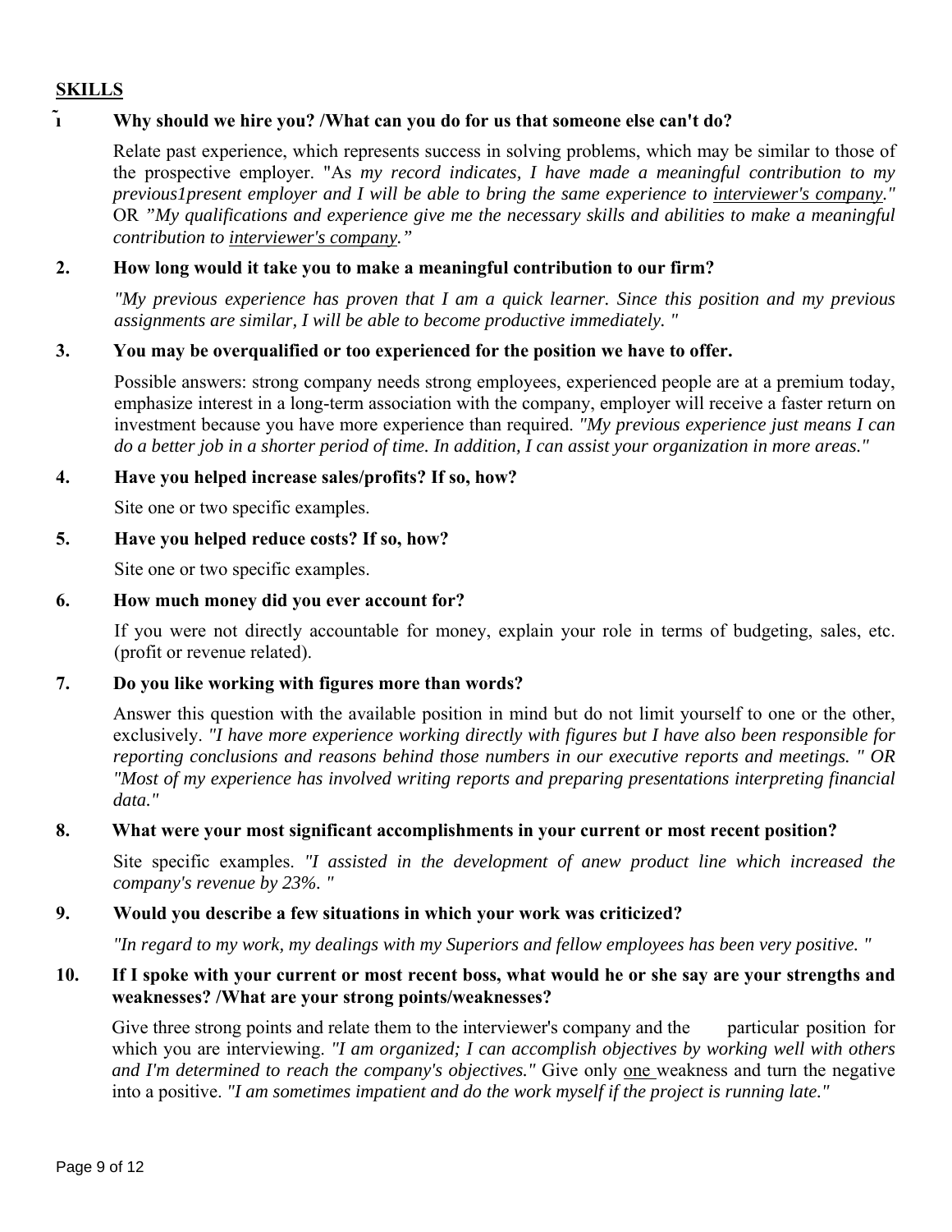## SKILLS

**1 Why should we hire you? /What can you do for us that someone else can't do?**

Relate past experience, which represents success in solving problems, which may be similar to those of the prospective employer. "As *my record indicates, I have made a meaningful contribution to my previous1present employer and I will be able to bring the same experience to <u>interviewer's company</u>."* OR *"My qualifications and experience give me the necessary skills and abilities to make a meaningful contribution to <u>interviewer's company</u>."*

**2. How long would it take you to make a meaningful contribution to our firm?**

*"My previous experience has proven that I am a quick learner. Since this position and my previous assignments are similar, I will be able to become productive immediately. "*

**3. You may be overqualified or too experienced for the position we have to offer.**

Possible answers: strong company needs strong employees, experienced people are at a premium today, emphasize interest in a long-term association with the company, employer will receive a faster return on investment because you have more experience than required. *"My previous experience just means I can do a better job in a shorter period of time. In addition, I can assist your organization in more areas."*

**4. Have you helped increase sales/profits? If so, how?**

Site one or two specific examples.

**5. Have you helped reduce costs? If so, how?**

Site one or two specific examples.

**6. How much money did you ever account for?**

If you were not directly accountable for money, explain your role in terms of budgeting, sales, etc. (profit or revenue related).

**7. Do you like working with figures more than words?**

Answer this question with the available position in mind but do not limit yourself to one or the other, exclusively. *"I have more experience working directly with figures but I have also been responsible for reporting conclusions and reasons behind those numbers in our executive reports and meetings. " OR "Most of my experience has involved writing reports and preparing presentations interpreting financial data."*

**8. What were your most significant accomplishments in your current or most recent position?**

Site specific examples. *"I assisted in the development of anew product line which increased the company's revenue by 23%. "*

**9. Would you describe a few situations in which your work was criticized?**

*"In regard to my work, my dealings with my Superiors and fellow employees has been very positive. "*

**10. If I spoke with your current or most recent boss, what would he or she say are your strengths and weaknesses? /What are your strong points/weaknesses?**

Give three strong points and relate them to the interviewer's company and the particular position for which you are interviewing. *"I am organized; I can accomplish objectives by working well with others and I'm determined to reach the company's objectives."* Give only <u>one</u> weakness and turn the negative into a positive. *"I am sometimes impatient and do the work myself if the project is running late."*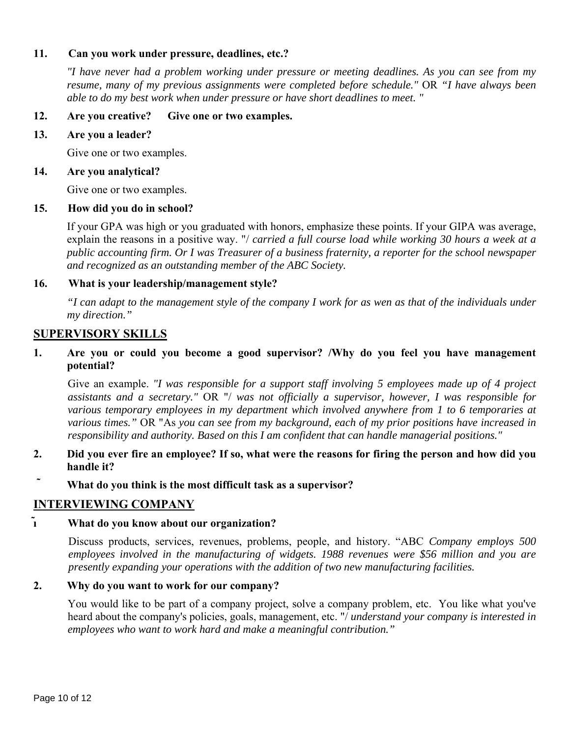**11. Can you work under pressure, deadlines, etc.?**

*"I have never had a problem working under pressure or meeting deadlines. As you can see from my resume, many of my previous assignments were completed before schedule."* OR *"I have always been able to do my best work when under pressure or have short deadlines to meet. "*

**12. Are you creative? Give one or two examples.**

**13. Are you a leader?**

Give one or two examples.

**14. Are you analytical?**

Give one or two examples.

**15. How did you do in school?**

If your GPA was high or you graduated with honors, emphasize these points. If your GIPA was average, explain the reasons in a positive way. "/ *carried a full course load while working 30 hours a week at a public accounting firm. Or I was Treasurer of a business fraternity, a reporter for the school newspaper and recognized as an outstanding member of the ABC Society.*

**16. What is your leadership/management style?**

*"I can adapt to the management style of the company I work for as wen as that of the individuals under my direction."*

## SUPERVISORY SKILLS

**1. Are you or could you become a good supervisor? /Why do you feel you have management potential?**

Give an example. *"I was responsible for a support staff involving 5 employees made up of 4 project assistants and a secretary."* OR "/ *was not officially a supervisor, however, I was responsible for various temporary employees in my department which involved anywhere from 1 to 6 temporaries at various times."* OR "As *you can see from my background, each of my prior positions have increased in responsibility and authority. Based on this I am confident that can handle managerial positions."*

**2. Did you ever fire an employee? If so, what were the reasons for firing the person and how did you handle it?**

**˜ What do you think is the most difficult task as a supervisor?**

## INTERVIEWING COMPANY

**ı̃ What do you know about our organization?**

Discuss products, services, revenues, problems, people, and history. "ABC *Company employs 500 employees involved in the manufacturing of widgets. 1988 revenues were $56 million and you are presently expanding your operations with the addition of two new manufacturing facilities.*

**2. Why do you want to work for our company?**

You would like to be part of a company project, solve a company problem, etc. You like what you've heard about the company's policies, goals, management, etc. "/ *understand your company is interested in employees who want to work hard and make a meaningful contribution."*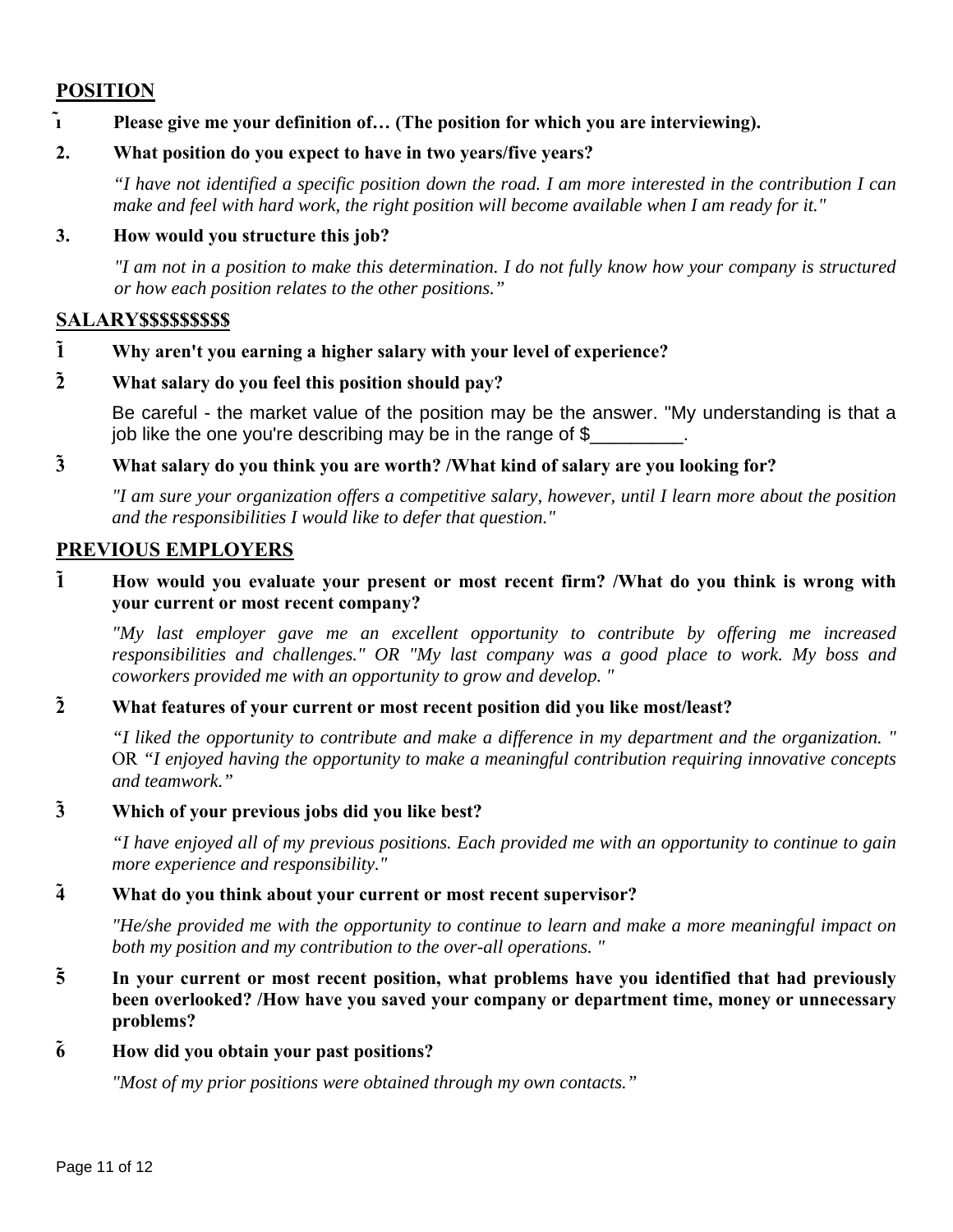## POSITION

1. **Please give me your definition of… (The position for which you are interviewing).**

2. **What position do you expect to have in two years/five years?**

   *"I have not identified a specific position down the road. I am more interested in the contribution I can make and feel with hard work, the right position will become available when I am ready for it."*

3. **How would you structure this job?**

   *"I am not in a position to make this determination. I do not fully know how your company is structured or how each position relates to the other positions."*

## SALARY$$$$$$$$$

1. **Why aren't you earning a higher salary with your level of experience?**

2. **What salary do you feel this position should pay?**

   Be careful - the market value of the position may be the answer. "My understanding is that a job like the one you're describing may be in the range of $_________.

3. **What salary do you think you are worth? /What kind of salary are you looking for?**

   *"I am sure your organization offers a competitive salary, however, until I learn more about the position and the responsibilities I would like to defer that question."*

## PREVIOUS EMPLOYERS

1. **How would you evaluate your present or most recent firm? /What do you think is wrong with your current or most recent company?**

   *"My last employer gave me an excellent opportunity to contribute by offering me increased responsibilities and challenges." OR "My last company was a good place to work. My boss and coworkers provided me with an opportunity to grow and develop. "*

2. **What features of your current or most recent position did you like most/least?**

   *"I liked the opportunity to contribute and make a difference in my department and the organization. "* OR *"I enjoyed having the opportunity to make a meaningful contribution requiring innovative concepts and teamwork."*

3. **Which of your previous jobs did you like best?**

   *"I have enjoyed all of my previous positions. Each provided me with an opportunity to continue to gain more experience and responsibility."*

4. **What do you think about your current or most recent supervisor?**

   *"He/she provided me with the opportunity to continue to learn and make a more meaningful impact on both my position and my contribution to the over-all operations. "*

5. **In your current or most recent position, what problems have you identified that had previously been overlooked? /How have you saved your company or department time, money or unnecessary problems?**

6. **How did you obtain your past positions?**

   *"Most of my prior positions were obtained through my own contacts."*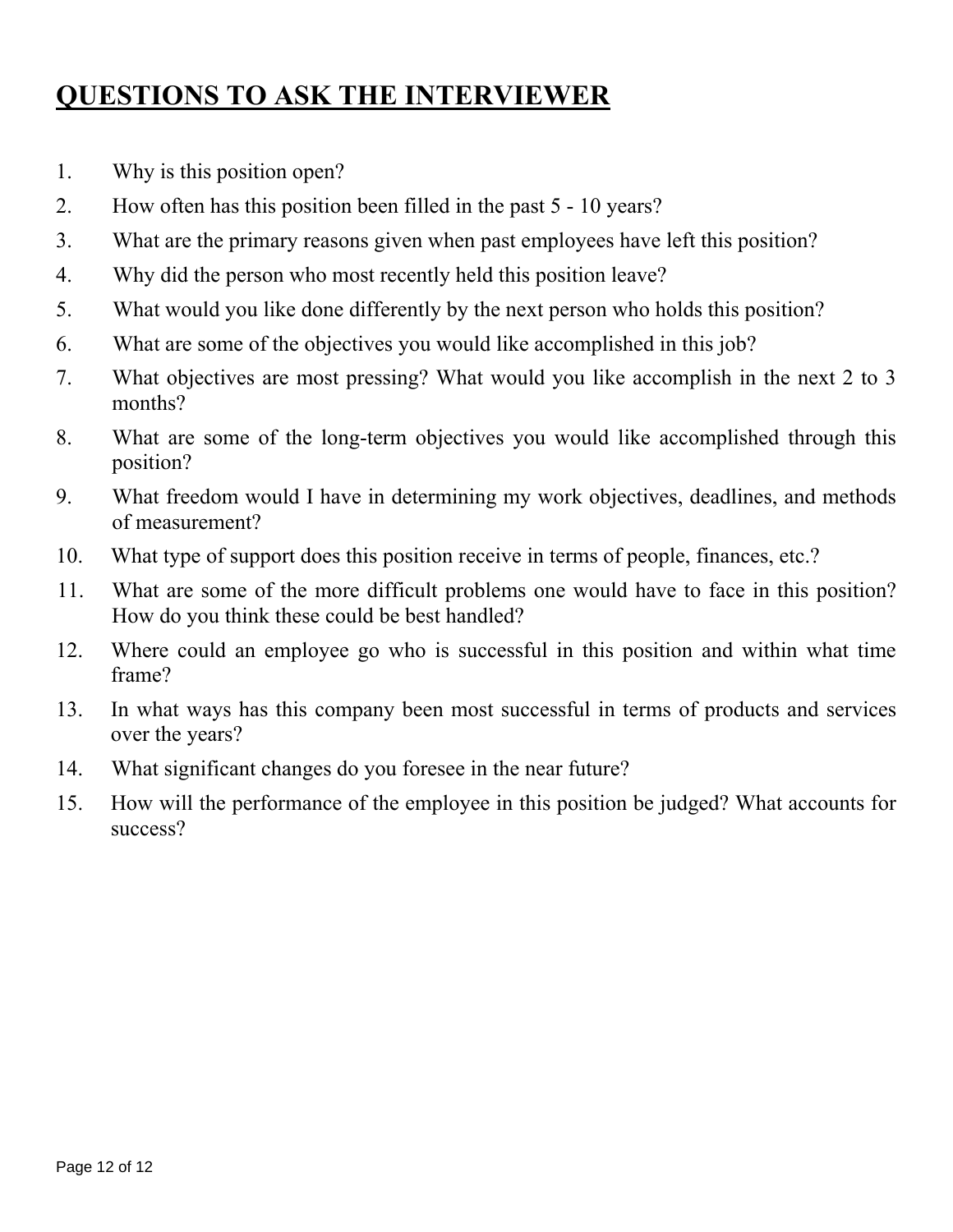# QUESTIONS TO ASK THE INTERVIEWER

1. Why is this position open?
2. How often has this position been filled in the past 5 - 10 years?
3. What are the primary reasons given when past employees have left this position?
4. Why did the person who most recently held this position leave?
5. What would you like done differently by the next person who holds this position?
6. What are some of the objectives you would like accomplished in this job?
7. What objectives are most pressing? What would you like accomplish in the next 2 to 3 months?
8. What are some of the long-term objectives you would like accomplished through this position?
9. What freedom would I have in determining my work objectives, deadlines, and methods of measurement?
10. What type of support does this position receive in terms of people, finances, etc.?
11. What are some of the more difficult problems one would have to face in this position? How do you think these could be best handled?
12. Where could an employee go who is successful in this position and within what time frame?
13. In what ways has this company been most successful in terms of products and services over the years?
14. What significant changes do you foresee in the near future?
15. How will the performance of the employee in this position be judged? What accounts for success?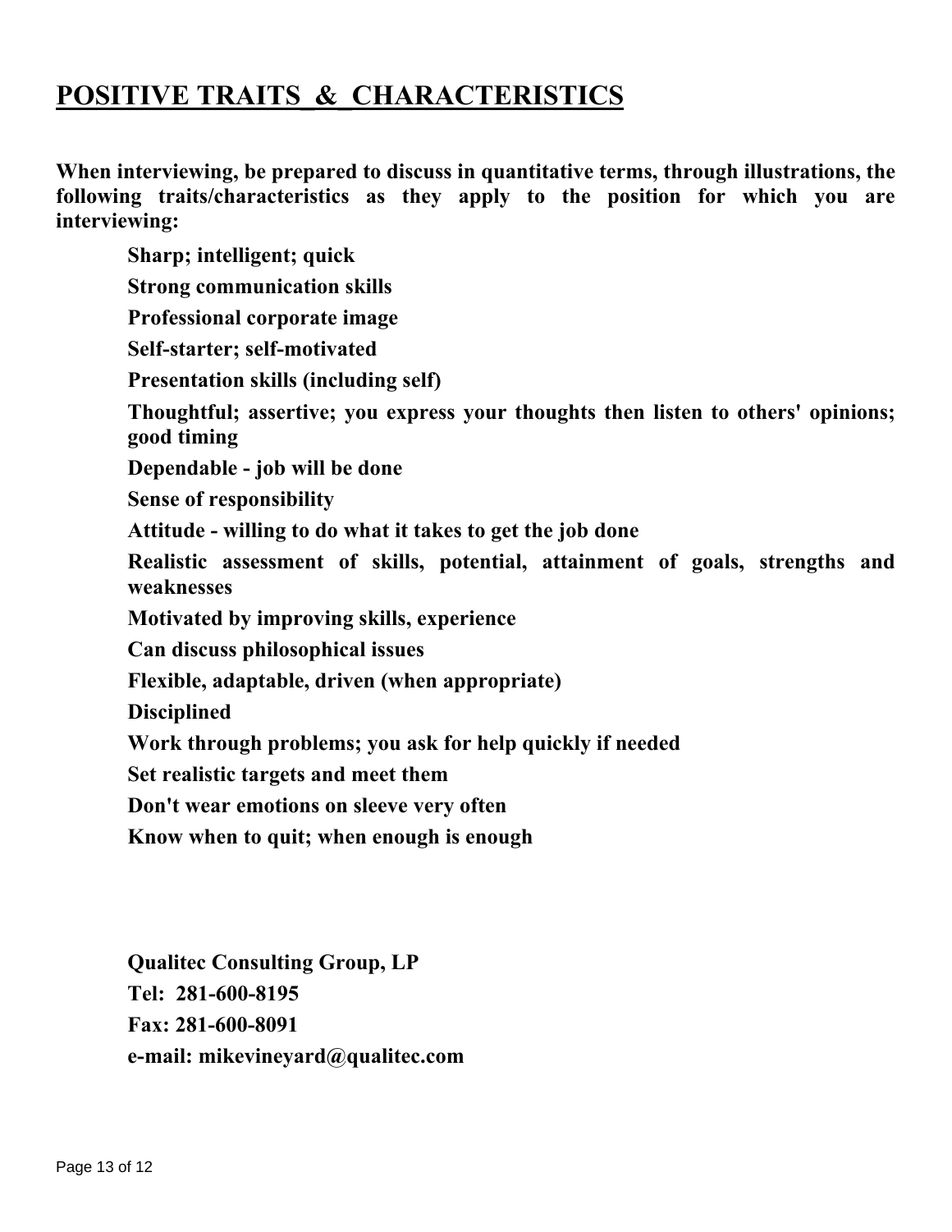# POSITIVE TRAITS & CHARACTERISTICS

**When interviewing, be prepared to discuss in quantitative terms, through illustrations, the following traits/characteristics as they apply to the position for which you are interviewing:**

**Sharp; intelligent; quick**

**Strong communication skills**

**Professional corporate image**

**Self-starter; self-motivated**

**Presentation skills (including self)**

**Thoughtful; assertive; you express your thoughts then listen to others' opinions; good timing**

**Dependable - job will be done**

**Sense of responsibility**

**Attitude - willing to do what it takes to get the job done**

**Realistic assessment of skills, potential, attainment of goals, strengths and weaknesses**

**Motivated by improving skills, experience**

**Can discuss philosophical issues**

**Flexible, adaptable, driven (when appropriate)**

**Disciplined**

**Work through problems; you ask for help quickly if needed**

**Set realistic targets and meet them**

**Don't wear emotions on sleeve very often**

**Know when to quit; when enough is enough**

**Qualitec Consulting Group, LP**

**Tel: 281-600-8195**

**Fax: 281-600-8091**

**e-mail: mikevineyard@qualitec.com**